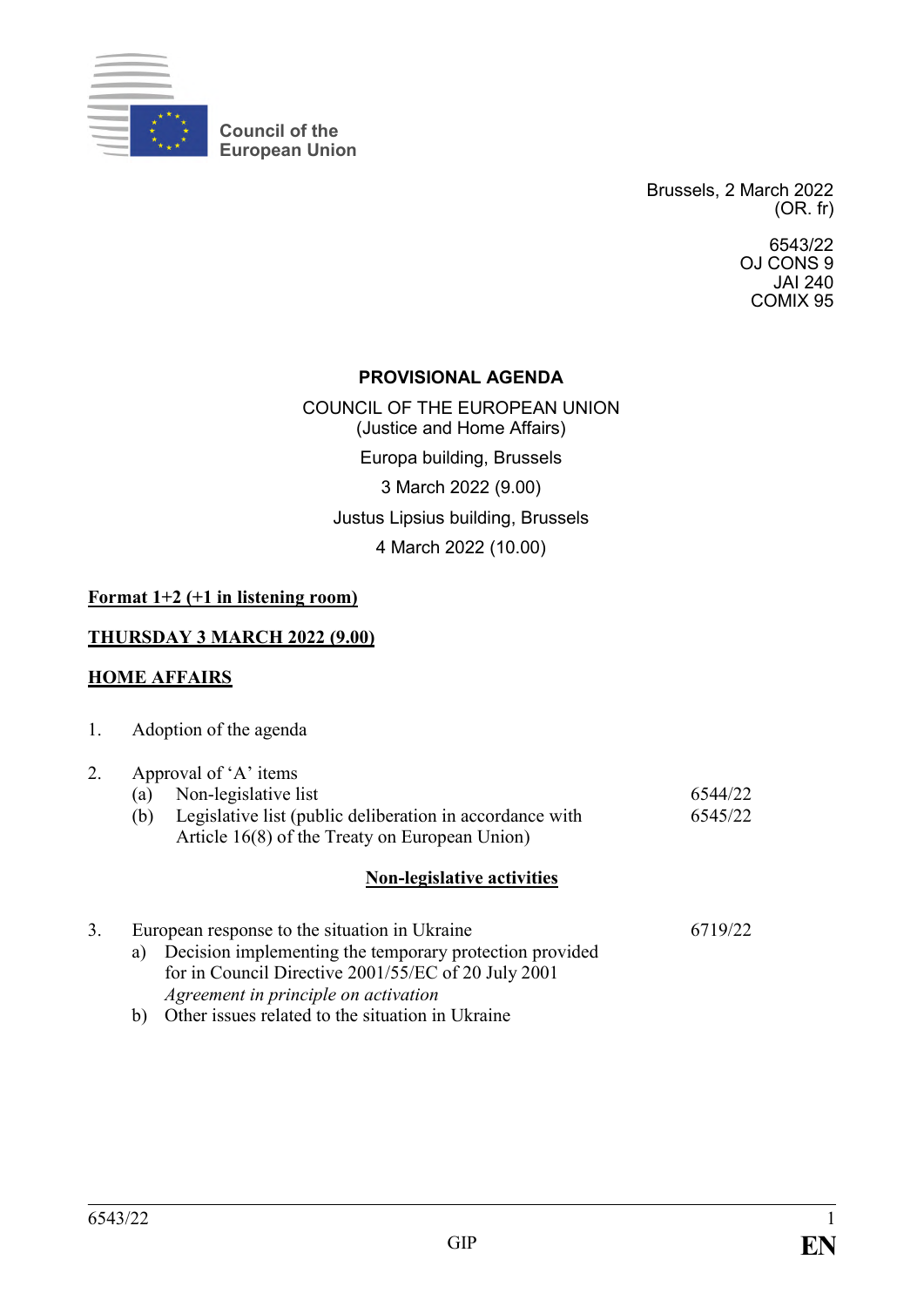Council of the
European Union

Brussels, 2 March 2022
(OR. fr)

6543/22
OJ CONS 9
JAI 240
COMIX 95

**PROVISIONAL AGENDA**

COUNCIL OF THE EUROPEAN UNION
(Justice and Home Affairs)

Europa building, Brussels

3 March 2022 (9.00)

Justus Lipsius building, Brussels

4 March 2022 (10.00)

**Format 1+2 (+1 in listening room)**

**THURSDAY 3 MARCH 2022 (9.00)**

**HOME AFFAIRS**

1. Adoption of the agenda

2. Approval of 'A' items
   (a) Non-legislative list — 6544/22
   (b) Legislative list (public deliberation in accordance with Article 16(8) of the Treaty on European Union) — 6545/22

**Non-legislative activities**

3. European response to the situation in Ukraine — 6719/22
   a) Decision implementing the temporary protection provided for in Council Directive 2001/55/EC of 20 July 2001
      *Agreement in principle on activation*
   b) Other issues related to the situation in Ukraine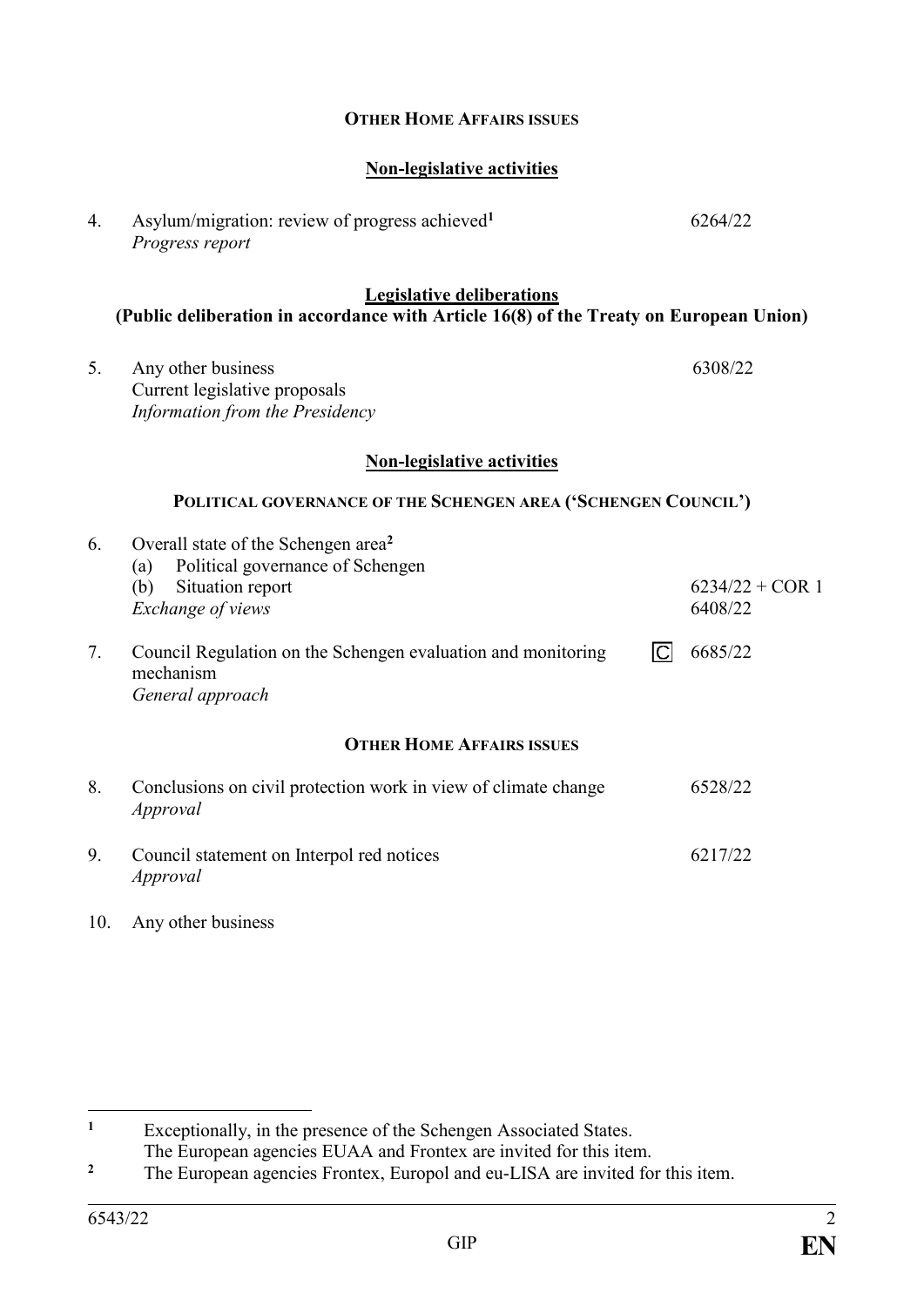**OTHER HOME AFFAIRS ISSUES**

**Non-legislative activities**

4. Asylum/migration: review of progress achieved[1] — 6264/22
   *Progress report*

**Legislative deliberations**
**(Public deliberation in accordance with Article 16(8) of the Treaty on European Union)**

5. Any other business — 6308/22
   Current legislative proposals
   *Information from the Presidency*

**Non-legislative activities**

**POLITICAL GOVERNANCE OF THE SCHENGEN AREA ('SCHENGEN COUNCIL')**

6. Overall state of the Schengen area[2]
   (a) Political governance of Schengen
   (b) Situation report — 6234/22 + COR 1
   *Exchange of views* — 6408/22

7. Council Regulation on the Schengen evaluation and monitoring mechanism — C — 6685/22
   *General approach*

**OTHER HOME AFFAIRS ISSUES**

8. Conclusions on civil protection work in view of climate change — 6528/22
   *Approval*

9. Council statement on Interpol red notices — 6217/22
   *Approval*

10. Any other business

---

[1] Exceptionally, in the presence of the Schengen Associated States. The European agencies EUAA and Frontex are invited for this item.

[2] The European agencies Frontex, Europol and eu-LISA are invited for this item.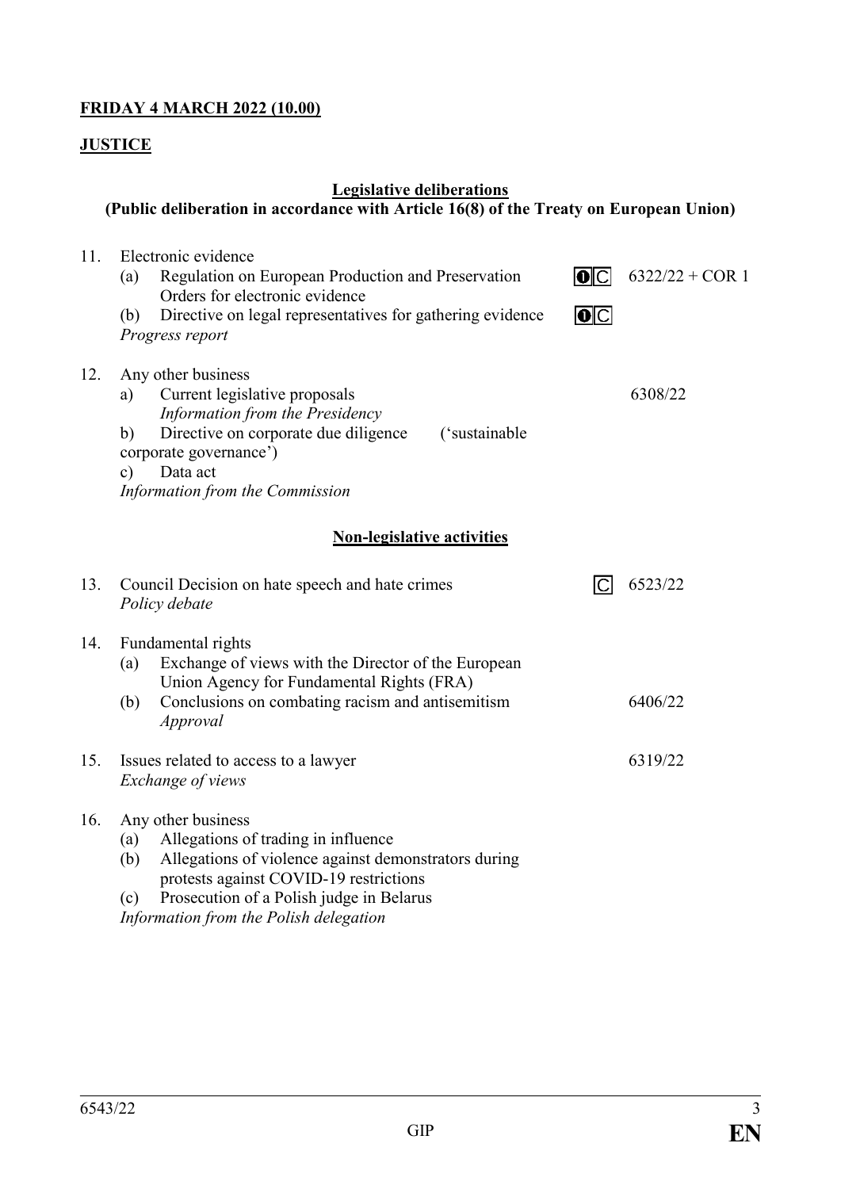**FRIDAY 4 MARCH 2022 (10.00)**

**JUSTICE**

**Legislative deliberations**
**(Public deliberation in accordance with Article 16(8) of the Treaty on European Union)**

11. Electronic evidence
    (a) Regulation on European Production and Preservation Orders for electronic evidence ❶ C 6322/22 + COR 1
    (b) Directive on legal representatives for gathering evidence ❶ C
    *Progress report*

12. Any other business
    a) Current legislative proposals 6308/22
    *Information from the Presidency*
    b) Directive on corporate due diligence ('sustainable corporate governance')
    c) Data act
    *Information from the Commission*

**Non-legislative activities**

13. Council Decision on hate speech and hate crimes C 6523/22
    *Policy debate*

14. Fundamental rights
    (a) Exchange of views with the Director of the European Union Agency for Fundamental Rights (FRA)
    (b) Conclusions on combating racism and antisemitism 6406/22
    *Approval*

15. Issues related to access to a lawyer 6319/22
    *Exchange of views*

16. Any other business
    (a) Allegations of trading in influence
    (b) Allegations of violence against demonstrators during protests against COVID-19 restrictions
    (c) Prosecution of a Polish judge in Belarus
    *Information from the Polish delegation*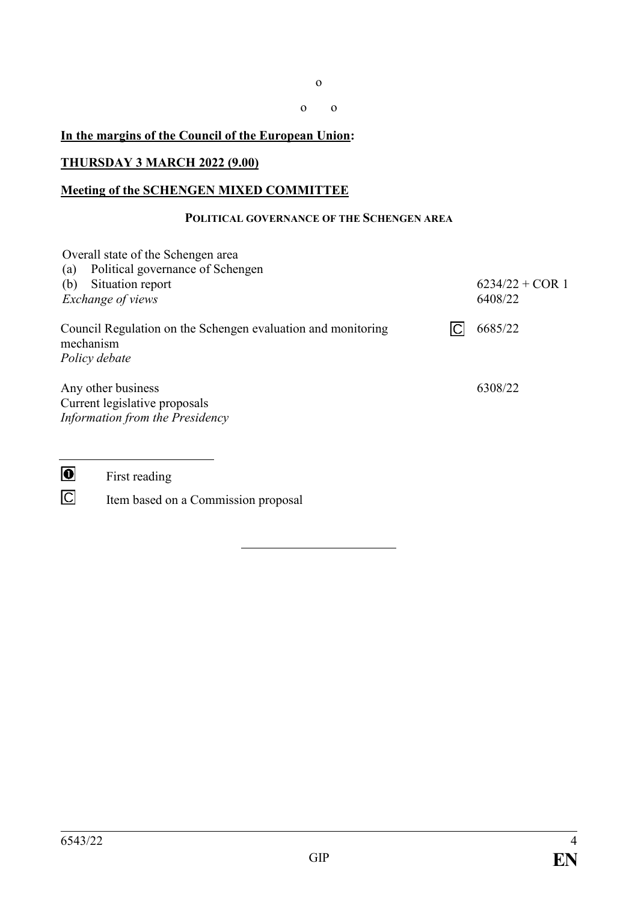o

o o

**In the margins of the Council of the European Union:**

**THURSDAY 3 MARCH 2022 (9.00)**

**Meeting of the SCHENGEN MIXED COMMITTEE**

**POLITICAL GOVERNANCE OF THE SCHENGEN AREA**

| | | |
|---|---|---|
| Overall state of the Schengen area<br>(a) Political governance of Schengen<br>(b) Situation report<br>*Exchange of views* | | 6234/22 + COR 1<br>6408/22 |
| Council Regulation on the Schengen evaluation and monitoring mechanism<br>*Policy debate* | C | 6685/22 |
| Any other business<br>Current legislative proposals<br>*Information from the Presidency* | | 6308/22 |

---

❶ First reading

C Item based on a Commission proposal

---